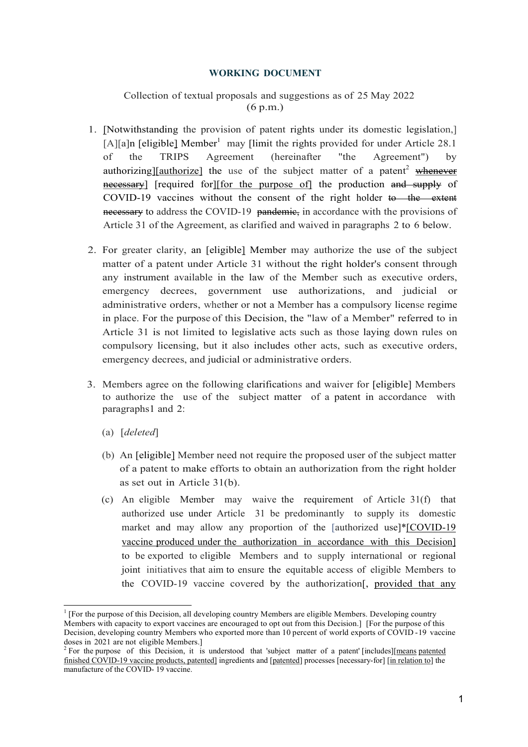**WORKING DOCUMENT**

Collection of textual proposals and suggestions as of 25 May 2022 (6 p.m.)

1. [Notwithstanding the provision of patent rights under its domestic legislation,] [A][a]n [eligible] Member[1] may [limit the rights provided for under Article 28.1 of the TRIPS Agreement (hereinafter "the Agreement") by authorizing][authorize] the use of the subject matter of a patent[2] ~~whenever necessary~~] [required for][for the purpose of] the production ~~and supply~~ of COVID-19 vaccines without the consent of the right holder ~~to the extent necessary~~ to address the COVID-19 ~~pandemic,~~ in accordance with the provisions of Article 31 of the Agreement, as clarified and waived in paragraphs 2 to 6 below.

2. For greater clarity, an [eligible] Member may authorize the use of the subject matter of a patent under Article 31 without the right holder's consent through any instrument available in the law of the Member such as executive orders, emergency decrees, government use authorizations, and judicial or administrative orders, whether or not a Member has a compulsory license regime in place. For the purpose of this Decision, the "law of a Member" referred to in Article 31 is not limited to legislative acts such as those laying down rules on compulsory licensing, but it also includes other acts, such as executive orders, emergency decrees, and judicial or administrative orders.

3. Members agree on the following clarifications and waiver for [eligible] Members to authorize the use of the subject matter of a patent in accordance with paragraphs1 and 2:

   (a) [*deleted*]

   (b) An [eligible] Member need not require the proposed user of the subject matter of a patent to make efforts to obtain an authorization from the right holder as set out in Article 31(b).

   (c) An eligible Member may waive the requirement of Article 31(f) that authorized use under Article 31 be predominantly to supply its domestic market and may allow any proportion of the [authorized use]*[COVID-19 vaccine produced under the authorization in accordance with this Decision] to be exported to eligible Members and to supply international or regional joint initiatives that aim to ensure the equitable access of eligible Members to the COVID-19 vaccine covered by the authorization[, provided that any

---

[1] [For the purpose of this Decision, all developing country Members are eligible Members. Developing country Members with capacity to export vaccines are encouraged to opt out from this Decision.] [For the purpose of this Decision, developing country Members who exported more than 10 percent of world exports of COVID-19 vaccine doses in 2021 are not eligible Members.]

[2] For the purpose of this Decision, it is understood that 'subject matter of a patent' [includes][means patented finished COVID-19 vaccine products, patented] ingredients and [patented] processes [necessary-for] [in relation to] the manufacture of the COVID-19 vaccine.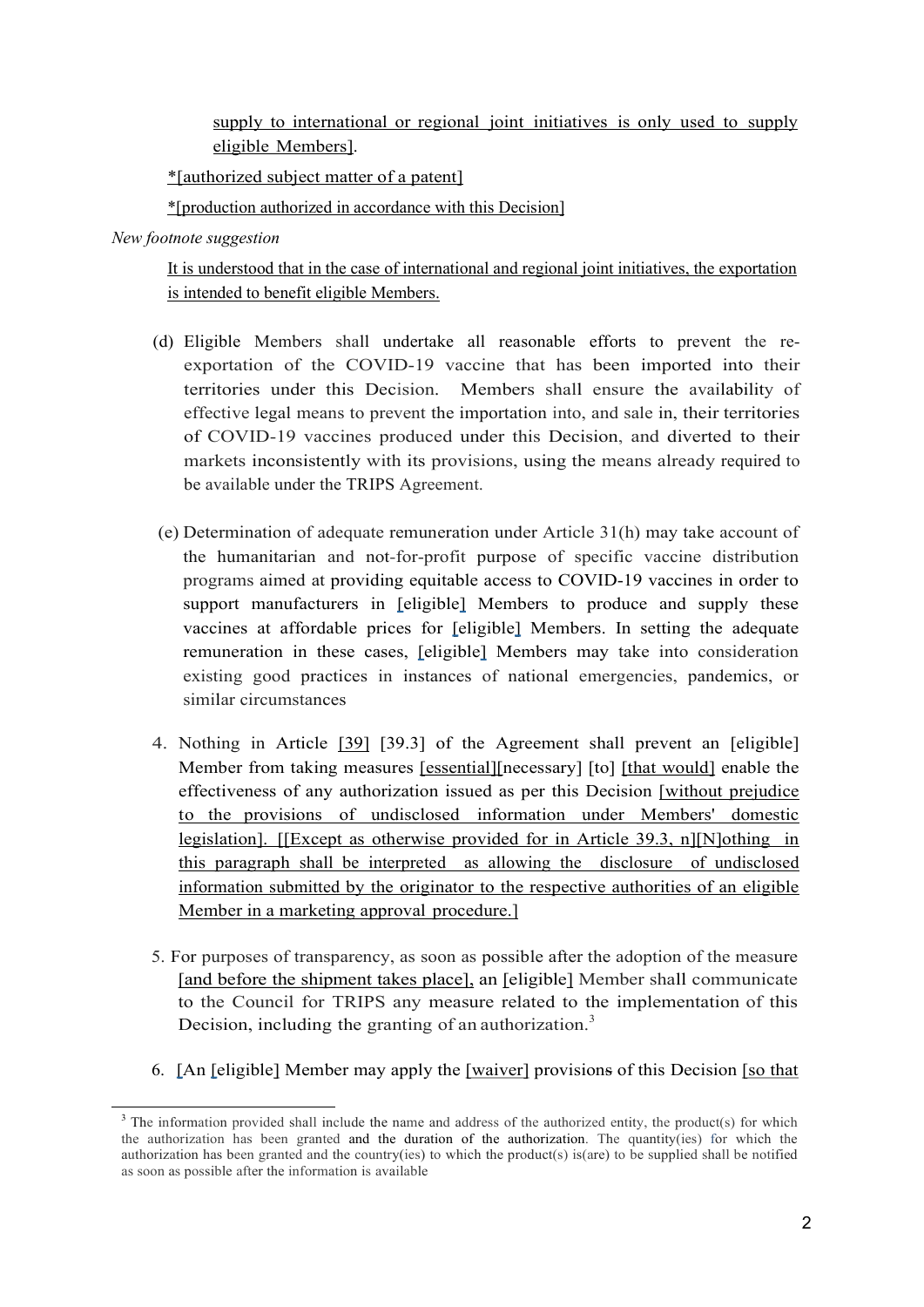supply to international or regional joint initiatives is only used to supply eligible Members].

*[authorized subject matter of a patent]

*[production authorized in accordance with this Decision]

*New footnote suggestion*

It is understood that in the case of international and regional joint initiatives, the exportation is intended to benefit eligible Members.

(d) Eligible Members shall undertake all reasonable efforts to prevent the re-exportation of the COVID-19 vaccine that has been imported into their territories under this Decision. Members shall ensure the availability of effective legal means to prevent the importation into, and sale in, their territories of COVID-19 vaccines produced under this Decision, and diverted to their markets inconsistently with its provisions, using the means already required to be available under the TRIPS Agreement.

(e) Determination of adequate remuneration under Article 31(h) may take account of the humanitarian and not-for-profit purpose of specific vaccine distribution programs aimed at providing equitable access to COVID-19 vaccines in order to support manufacturers in [eligible] Members to produce and supply these vaccines at affordable prices for [eligible] Members. In setting the adequate remuneration in these cases, [eligible] Members may take into consideration existing good practices in instances of national emergencies, pandemics, or similar circumstances

4. Nothing in Article [39] [39.3] of the Agreement shall prevent an [eligible] Member from taking measures [essential][necessary] [to] [that would] enable the effectiveness of any authorization issued as per this Decision [without prejudice to the provisions of undisclosed information under Members' domestic legislation]. [[Except as otherwise provided for in Article 39.3, n][N]othing in this paragraph shall be interpreted as allowing the disclosure of undisclosed information submitted by the originator to the respective authorities of an eligible Member in a marketing approval procedure.]

5. For purposes of transparency, as soon as possible after the adoption of the measure [and before the shipment takes place], an [eligible] Member shall communicate to the Council for TRIPS any measure related to the implementation of this Decision, including the granting of an authorization.[3]

6. [An [eligible] Member may apply the [waiver] provisions of this Decision [so that

[3] The information provided shall include the name and address of the authorized entity, the product(s) for which the authorization has been granted and the duration of the authorization. The quantity(ies) for which the authorization has been granted and the country(ies) to which the product(s) is(are) to be supplied shall be notified as soon as possible after the information is available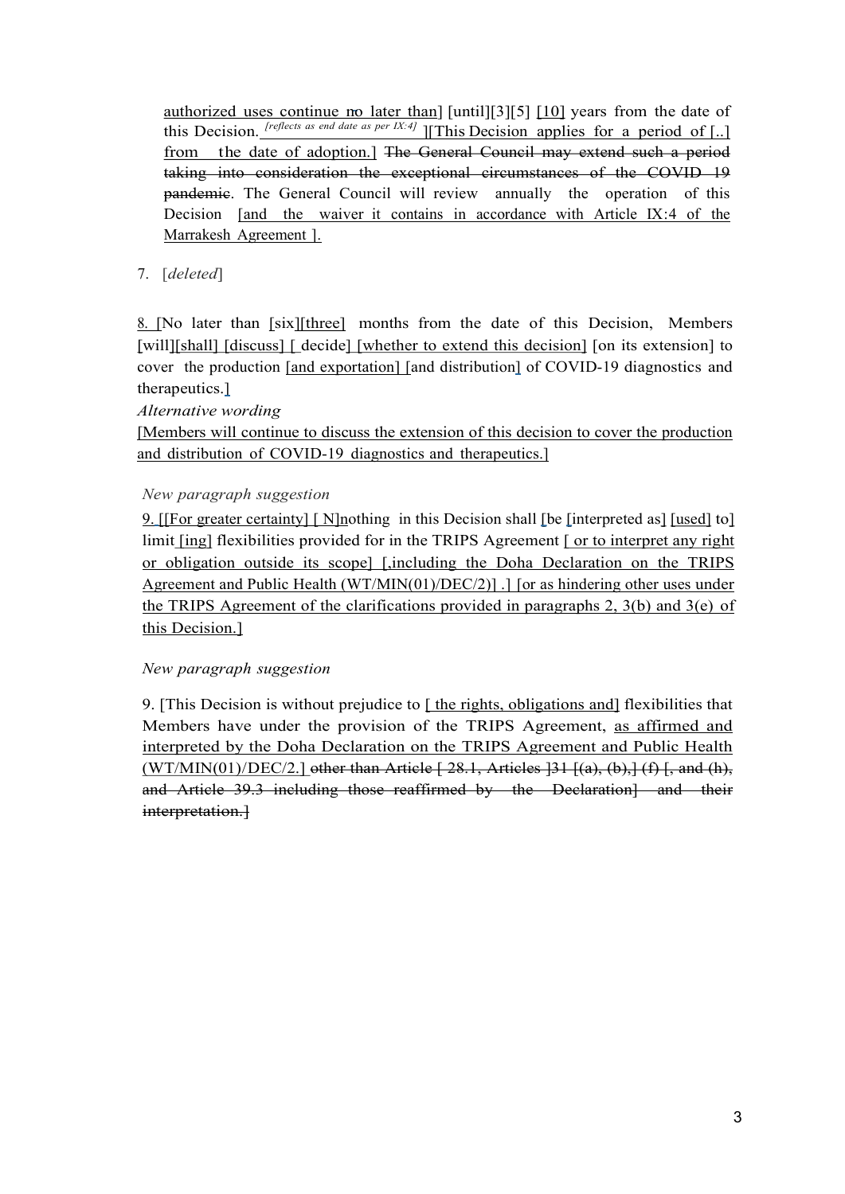authorized uses continue no later than] [until][3][5] [10] years from the date of this Decision. *[reflects as end date as per IX:4]* ][This Decision applies for a period of [..] from the date of adoption.] ~~The General Council may extend such a period taking into consideration the exceptional circumstances of the COVID 19 pandemic~~. The General Council will review annually the operation of this Decision [and the waiver it contains in accordance with Article IX:4 of the Marrakesh Agreement ].

7. [*deleted*]

8. [No later than [six][three] months from the date of this Decision, Members [will][shall] [discuss] [ decide] [whether to extend this decision] [on its extension] to cover the production [and exportation] [and distribution] of COVID-19 diagnostics and therapeutics.]

*Alternative wording*

[Members will continue to discuss the extension of this decision to cover the production and distribution of COVID-19 diagnostics and therapeutics.]

*New paragraph suggestion*

9. [[For greater certainty] [ N]nothing in this Decision shall [be [interpreted as] [used] to] limit [ing] flexibilities provided for in the TRIPS Agreement [ or to interpret any right or obligation outside its scope] [,including the Doha Declaration on the TRIPS Agreement and Public Health (WT/MIN(01)/DEC/2)] .] [or as hindering other uses under the TRIPS Agreement of the clarifications provided in paragraphs 2, 3(b) and 3(e) of this Decision.]

*New paragraph suggestion*

9. [This Decision is without prejudice to [ the rights, obligations and] flexibilities that Members have under the provision of the TRIPS Agreement, as affirmed and interpreted by the Doha Declaration on the TRIPS Agreement and Public Health (WT/MIN(01)/DEC/2.] ~~other than Article [ 28.1, Articles ]31 [(a), (b),] (f) [, and (h), and Article 39.3 including those reaffirmed by the Declaration] and their interpretation.]~~